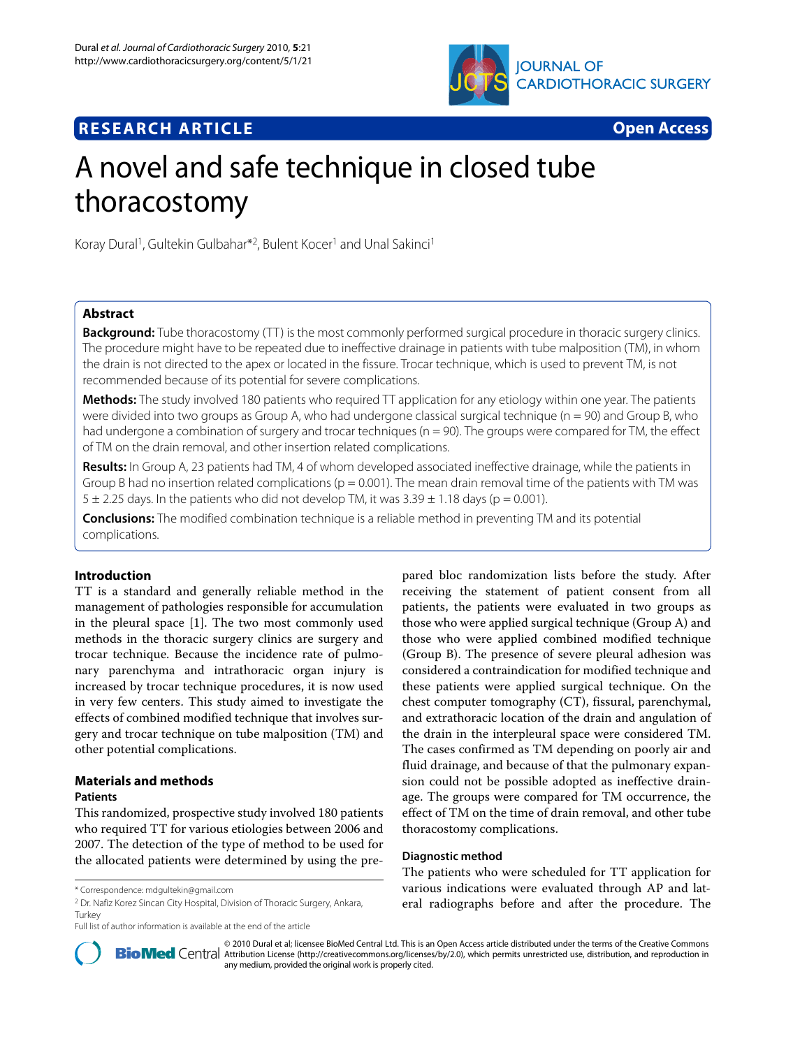**RESEARCH ARTICLE** **Open Access**

# A novel and safe technique in closed tube thoracostomy

Koray Dural[1], Gultekin Gulbahar*[2], Bulent Kocer[1] and Unal Sakinci[1]

## Abstract

**Background:** Tube thoracostomy (TT) is the most commonly performed surgical procedure in thoracic surgery clinics. The procedure might have to be repeated due to ineffective drainage in patients with tube malposition (TM), in whom the drain is not directed to the apex or located in the fissure. Trocar technique, which is used to prevent TM, is not recommended because of its potential for severe complications.

**Methods:** The study involved 180 patients who required TT application for any etiology within one year. The patients were divided into two groups as Group A, who had undergone classical surgical technique (n = 90) and Group B, who had undergone a combination of surgery and trocar techniques (n = 90). The groups were compared for TM, the effect of TM on the drain removal, and other insertion related complications.

**Results:** In Group A, 23 patients had TM, 4 of whom developed associated ineffective drainage, while the patients in Group B had no insertion related complications (p = 0.001). The mean drain removal time of the patients with TM was 5 ± 2.25 days. In the patients who did not develop TM, it was 3.39 ± 1.18 days (p = 0.001).

**Conclusions:** The modified combination technique is a reliable method in preventing TM and its potential complications.

## Introduction

TT is a standard and generally reliable method in the management of pathologies responsible for accumulation in the pleural space [1]. The two most commonly used methods in the thoracic surgery clinics are surgery and trocar technique. Because the incidence rate of pulmonary parenchyma and intrathoracic organ injury is increased by trocar technique procedures, it is now used in very few centers. This study aimed to investigate the effects of combined modified technique that involves surgery and trocar technique on tube malposition (TM) and other potential complications.

## Materials and methods

### Patients

This randomized, prospective study involved 180 patients who required TT for various etiologies between 2006 and 2007. The detection of the type of method to be used for the allocated patients were determined by using the prepared bloc randomization lists before the study. After receiving the statement of patient consent from all patients, the patients were evaluated in two groups as those who were applied surgical technique (Group A) and those who were applied combined modified technique (Group B). The presence of severe pleural adhesion was considered a contraindication for modified technique and these patients were applied surgical technique. On the chest computer tomography (CT), fissural, parenchymal, and extrathoracic location of the drain and angulation of the drain in the interpleural space were considered TM. The cases confirmed as TM depending on poorly air and fluid drainage, and because of that the pulmonary expansion could not be possible adopted as ineffective drainage. The groups were compared for TM occurrence, the effect of TM on the time of drain removal, and other tube thoracostomy complications.

### Diagnostic method

The patients who were scheduled for TT application for various indications were evaluated through AP and lateral radiographs before and after the procedure. The

\* Correspondence: mdgultekin@gmail.com

[2] Dr. Nafiz Korez Sincan City Hospital, Division of Thoracic Surgery, Ankara, Turkey

Full list of author information is available at the end of the article

© 2010 Dural et al; licensee BioMed Central Ltd. This is an Open Access article distributed under the terms of the Creative Commons Attribution License (http://creativecommons.org/licenses/by/2.0), which permits unrestricted use, distribution, and reproduction in any medium, provided the original work is properly cited.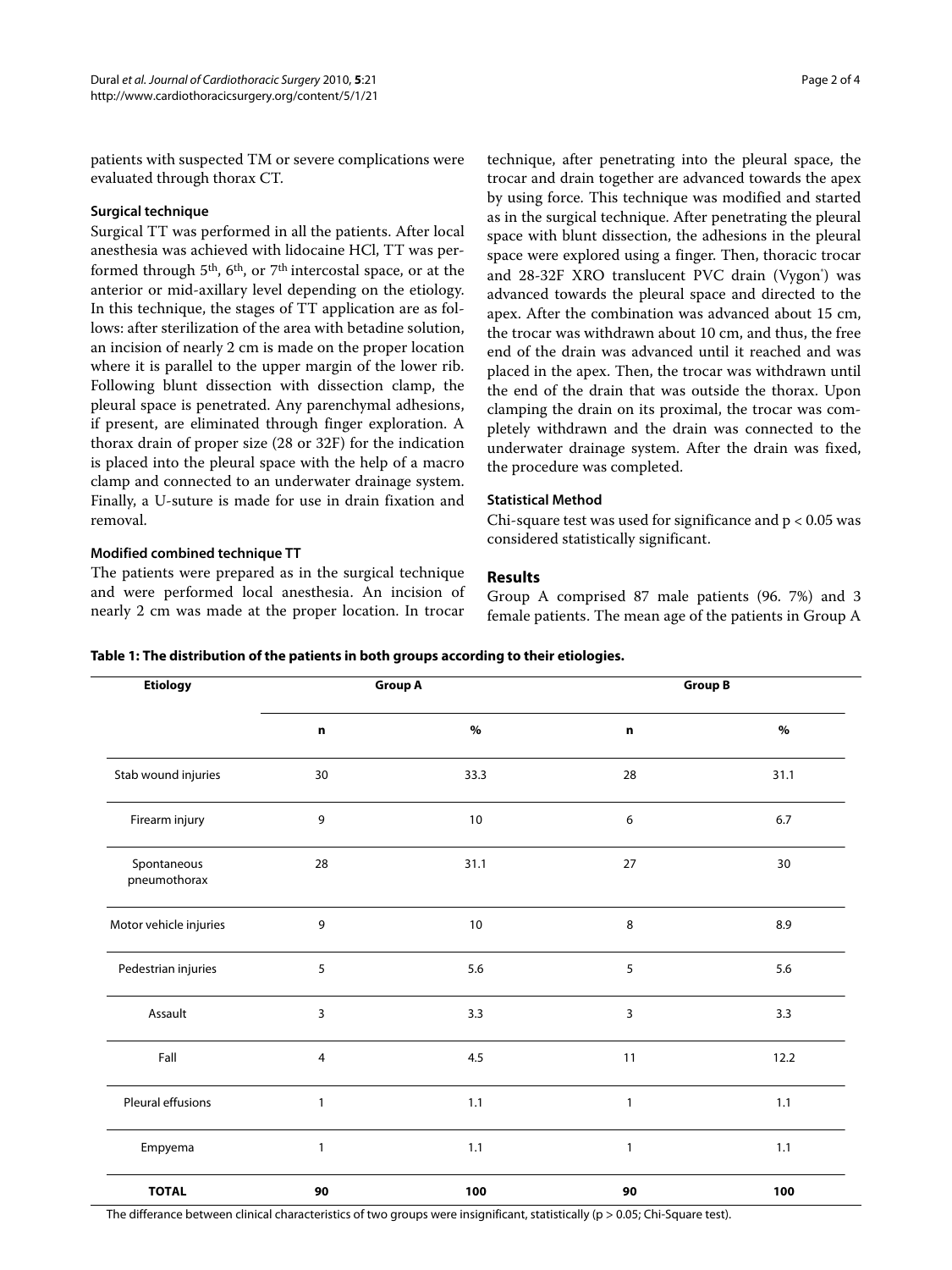patients with suspected TM or severe complications were evaluated through thorax CT.

### Surgical technique

Surgical TT was performed in all the patients. After local anesthesia was achieved with lidocaine HCl, TT was performed through 5th, 6th, or 7th intercostal space, or at the anterior or mid-axillary level depending on the etiology. In this technique, the stages of TT application are as follows: after sterilization of the area with betadine solution, an incision of nearly 2 cm is made on the proper location where it is parallel to the upper margin of the lower rib. Following blunt dissection with dissection clamp, the pleural space is penetrated. Any parenchymal adhesions, if present, are eliminated through finger exploration. A thorax drain of proper size (28 or 32F) for the indication is placed into the pleural space with the help of a macro clamp and connected to an underwater drainage system. Finally, a U-suture is made for use in drain fixation and removal.

### Modified combined technique TT

The patients were prepared as in the surgical technique and were performed local anesthesia. An incision of nearly 2 cm was made at the proper location. In trocar technique, after penetrating into the pleural space, the trocar and drain together are advanced towards the apex by using force. This technique was modified and started as in the surgical technique. After penetrating the pleural space with blunt dissection, the adhesions in the pleural space were explored using a finger. Then, thoracic trocar and 28-32F XRO translucent PVC drain (Vygon®) was advanced towards the pleural space and directed to the apex. After the combination was advanced about 15 cm, the trocar was withdrawn about 10 cm, and thus, the free end of the drain was advanced until it reached and was placed in the apex. Then, the trocar was withdrawn until the end of the drain that was outside the thorax. Upon clamping the drain on its proximal, the trocar was completely withdrawn and the drain was connected to the underwater drainage system. After the drain was fixed, the procedure was completed.

### Statistical Method

Chi-square test was used for significance and $p < 0.05$ was considered statistically significant.

## Results

Group A comprised 87 male patients (96. 7%) and 3 female patients. The mean age of the patients in Group A

**Table 1: The distribution of the patients in both groups according to their etiologies.**

| Etiology | Group A | | Group B | |
|---|---|---|---|---|
| | n | % | n | % |
| Stab wound injuries | 30 | 33.3 | 28 | 31.1 |
| Firearm injury | 9 | 10 | 6 | 6.7 |
| Spontaneous pneumothorax | 28 | 31.1 | 27 | 30 |
| Motor vehicle injuries | 9 | 10 | 8 | 8.9 |
| Pedestrian injuries | 5 | 5.6 | 5 | 5.6 |
| Assault | 3 | 3.3 | 3 | 3.3 |
| Fall | 4 | 4.5 | 11 | 12.2 |
| Pleural effusions | 1 | 1.1 | 1 | 1.1 |
| Empyema | 1 | 1.1 | 1 | 1.1 |
| **TOTAL** | **90** | **100** | **90** | **100** |

The differance between clinical characteristics of two groups were insignificant, statistically ($p > 0.05$; Chi-Square test).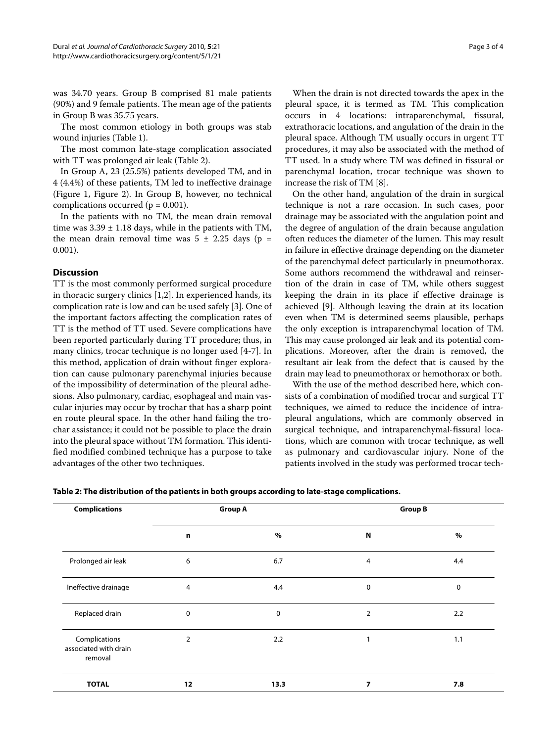was 34.70 years. Group B comprised 81 male patients (90%) and 9 female patients. The mean age of the patients in Group B was 35.75 years.

The most common etiology in both groups was stab wound injuries (Table 1).

The most common late-stage complication associated with TT was prolonged air leak (Table 2).

In Group A, 23 (25.5%) patients developed TM, and in 4 (4.4%) of these patients, TM led to ineffective drainage (Figure 1, Figure 2). In Group B, however, no technical complications occurred ($p = 0.001$).

In the patients with no TM, the mean drain removal time was $3.39 \pm 1.18$ days, while in the patients with TM, the mean drain removal time was $5 \pm 2.25$ days ($p = 0.001$).

## Discussion

TT is the most commonly performed surgical procedure in thoracic surgery clinics [1,2]. In experienced hands, its complication rate is low and can be used safely [3]. One of the important factors affecting the complication rates of TT is the method of TT used. Severe complications have been reported particularly during TT procedure; thus, in many clinics, trocar technique is no longer used [4-7]. In this method, application of drain without finger exploration can cause pulmonary parenchymal injuries because of the impossibility of determination of the pleural adhesions. Also pulmonary, cardiac, esophageal and main vascular injuries may occur by trochar that has a sharp point en route pleural space. In the other hand failing the trochar assistance; it could not be possible to place the drain into the pleural space without TM formation. This identified modified combined technique has a purpose to take advantages of the other two techniques.

When the drain is not directed towards the apex in the pleural space, it is termed as TM. This complication occurs in 4 locations: intraparenchymal, fissural, extrathoracic locations, and angulation of the drain in the pleural space. Although TM usually occurs in urgent TT procedures, it may also be associated with the method of TT used. In a study where TM was defined in fissural or parenchymal location, trocar technique was shown to increase the risk of TM [8].

On the other hand, angulation of the drain in surgical technique is not a rare occasion. In such cases, poor drainage may be associated with the angulation point and the degree of angulation of the drain because angulation often reduces the diameter of the lumen. This may result in failure in effective drainage depending on the diameter of the parenchymal defect particularly in pneumothorax. Some authors recommend the withdrawal and reinsertion of the drain in case of TM, while others suggest keeping the drain in its place if effective drainage is achieved [9]. Although leaving the drain at its location even when TM is determined seems plausible, perhaps the only exception is intraparenchymal location of TM. This may cause prolonged air leak and its potential complications. Moreover, after the drain is removed, the resultant air leak from the defect that is caused by the drain may lead to pneumothorax or hemothorax or both.

With the use of the method described here, which consists of a combination of modified trocar and surgical TT techniques, we aimed to reduce the incidence of intrapleural angulations, which are commonly observed in surgical technique, and intraparenchymal-fissural locations, which are common with trocar technique, as well as pulmonary and cardiovascular injury. None of the patients involved in the study was performed trocar tech-

**Table 2: The distribution of the patients in both groups according to late-stage complications.**

| Complications | Group A | | Group B | |
|---|---|---|---|---|
| | n | % | N | % |
| Prolonged air leak | 6 | 6.7 | 4 | 4.4 |
| Ineffective drainage | 4 | 4.4 | 0 | 0 |
| Replaced drain | 0 | 0 | 2 | 2.2 |
| Complications associated with drain removal | 2 | 2.2 | 1 | 1.1 |
| **TOTAL** | **12** | **13.3** | **7** | **7.8** |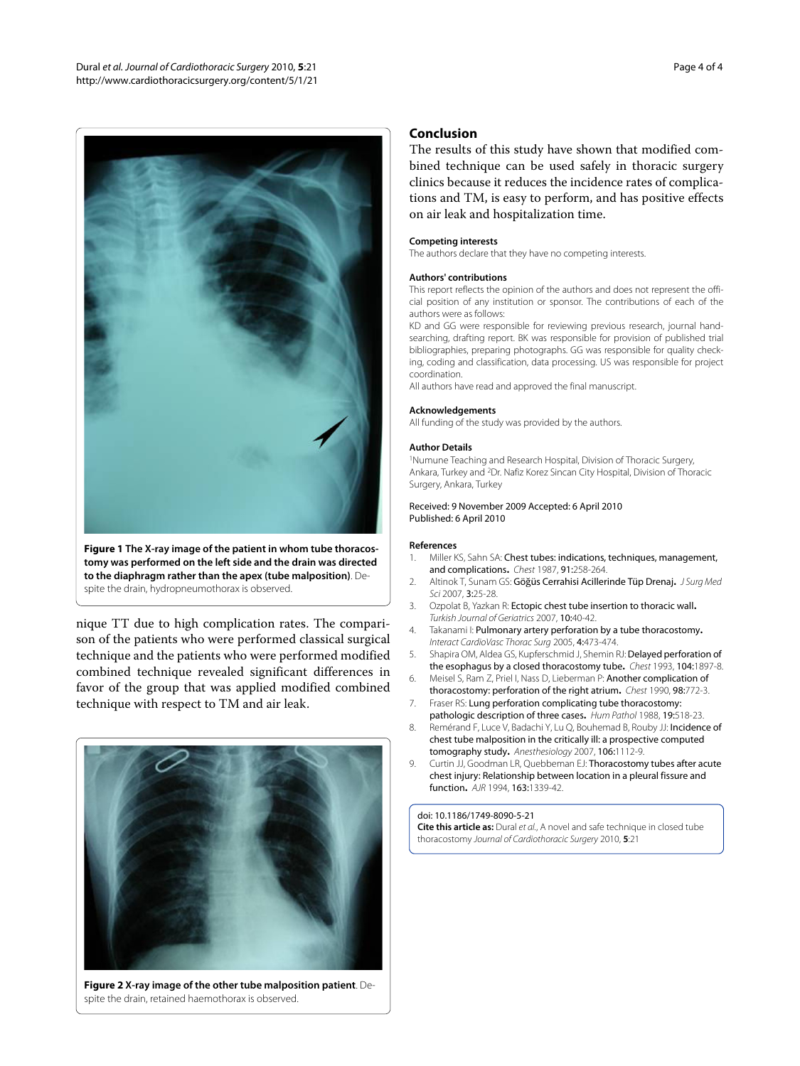**Figure 1 The X-ray image of the patient in whom tube thoracostomy was performed on the left side and the drain was directed to the diaphragm rather than the apex (tube malposition)**. Despite the drain, hydropneumothorax is observed.

nique TT due to high complication rates. The comparison of the patients who were performed classical surgical technique and the patients who were performed modified combined technique revealed significant differences in favor of the group that was applied modified combined technique with respect to TM and air leak.

**Figure 2 X-ray image of the other tube malposition patient**. Despite the drain, retained haemothorax is observed.

## Conclusion

The results of this study have shown that modified combined technique can be used safely in thoracic surgery clinics because it reduces the incidence rates of complications and TM, is easy to perform, and has positive effects on air leak and hospitalization time.

#### Competing interests

The authors declare that they have no competing interests.

#### Authors' contributions

This report reflects the opinion of the authors and does not represent the official position of any institution or sponsor. The contributions of each of the authors were as follows:

KD and GG were responsible for reviewing previous research, journal handsearching, drafting report. BK was responsible for provision of published trial bibliographies, preparing photographs. GG was responsible for quality checking, coding and classification, data processing. US was responsible for project coordination.

All authors have read and approved the final manuscript.

#### Acknowledgements

All funding of the study was provided by the authors.

#### Author Details

[1]Numune Teaching and Research Hospital, Division of Thoracic Surgery, Ankara, Turkey and [2]Dr. Nafiz Korez Sincan City Hospital, Division of Thoracic Surgery, Ankara, Turkey

Received: 9 November 2009 Accepted: 6 April 2010
Published: 6 April 2010

#### References

1. Miller KS, Sahn SA: **Chest tubes: indications, techniques, management, and complications.** *Chest* 1987, **91**:258-264.
2. Altinok T, Sunam GS: **Göğüs Cerrahisi Acillerinde Tüp Drenaj.** *J Surg Med Sci* 2007, **3**:25-28.
3. Ozpolat B, Yazkan R: **Ectopic chest tube insertion to thoracic wall.** *Turkish Journal of Geriatrics* 2007, **10**:40-42.
4. Takanami I: **Pulmonary artery perforation by a tube thoracostomy.** *Interact CardioVasc Thorac Surg* 2005, **4**:473-474.
5. Shapira OM, Aldea GS, Kupferschmid J, Shemin RJ: **Delayed perforation of the esophagus by a closed thoracostomy tube.** *Chest* 1993, **104**:1897-8.
6. Meisel S, Ram Z, Priel I, Nass D, Lieberman P: **Another complication of thoracostomy: perforation of the right atrium.** *Chest* 1990, **98**:772-3.
7. Fraser RS: **Lung perforation complicating tube thoracostomy: pathologic description of three cases.** *Hum Pathol* 1988, **19**:518-23.
8. Remérand F, Luce V, Badachi Y, Lu Q, Bouhemad B, Rouby JJ: **Incidence of chest tube malposition in the critically ill: a prospective computed tomography study.** *Anesthesiology* 2007, **106**:1112-9.
9. Curtin JJ, Goodman LR, Quebbeman EJ: **Thoracostomy tubes after acute chest injury: Relationship between location in a pleural fissure and function.** *AJR* 1994, **163**:1339-42.

doi: 10.1186/1749-8090-5-21
**Cite this article as:** Dural *et al.*, A novel and safe technique in closed tube thoracostomy *Journal of Cardiothoracic Surgery* 2010, **5**:21